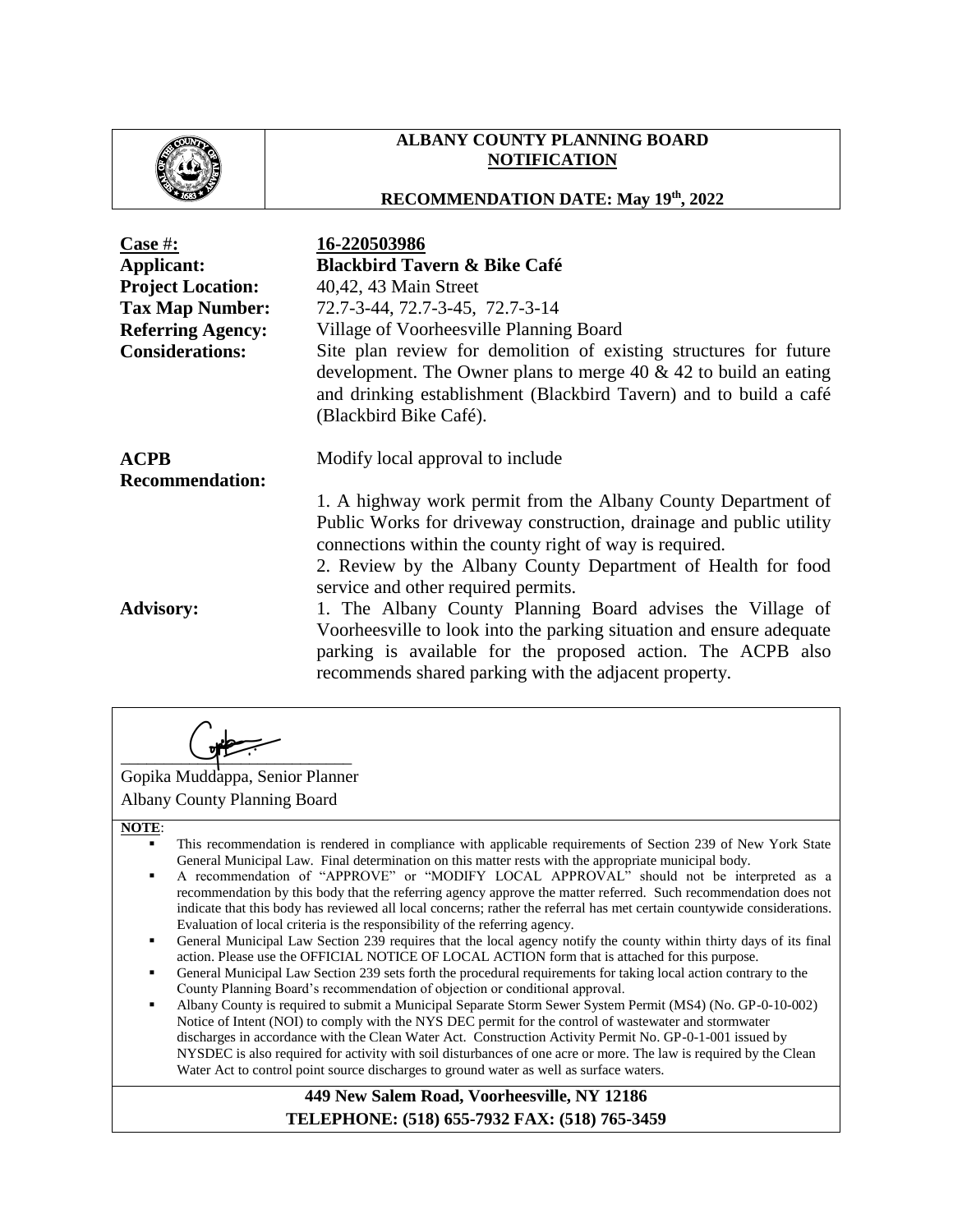# ALBANY COUNTY PLANNING BOARD NOTIFICATION

**RECOMMENDATION DATE: May 19th, 2022**

| | |
|---|---|
| **Case #:** | **16-220503986** |
| **Applicant:** | **Blackbird Tavern & Bike Café** |
| **Project Location:** | 40,42, 43 Main Street |
| **Tax Map Number:** | 72.7-3-44, 72.7-3-45, 72.7-3-14 |
| **Referring Agency:** | Village of Voorheesville Planning Board |
| **Considerations:** | Site plan review for demolition of existing structures for future development. The Owner plans to merge 40 & 42 to build an eating and drinking establishment (Blackbird Tavern) and to build a café (Blackbird Bike Café). |

**ACPB Recommendation:** Modify local approval to include

1. A highway work permit from the Albany County Department of Public Works for driveway construction, drainage and public utility connections within the county right of way is required.
2. Review by the Albany County Department of Health for food service and other required permits.

**Advisory:**

1. The Albany County Planning Board advises the Village of Voorheesville to look into the parking situation and ensure adequate parking is available for the proposed action. The ACPB also recommends shared parking with the adjacent property.

Gopika Muddappa, Senior Planner
Albany County Planning Board

**NOTE**:

- This recommendation is rendered in compliance with applicable requirements of Section 239 of New York State General Municipal Law. Final determination on this matter rests with the appropriate municipal body.
- A recommendation of "APPROVE" or "MODIFY LOCAL APPROVAL" should not be interpreted as a recommendation by this body that the referring agency approve the matter referred. Such recommendation does not indicate that this body has reviewed all local concerns; rather the referral has met certain countywide considerations. Evaluation of local criteria is the responsibility of the referring agency.
- General Municipal Law Section 239 requires that the local agency notify the county within thirty days of its final action. Please use the OFFICIAL NOTICE OF LOCAL ACTION form that is attached for this purpose.
- General Municipal Law Section 239 sets forth the procedural requirements for taking local action contrary to the County Planning Board's recommendation of objection or conditional approval.
- Albany County is required to submit a Municipal Separate Storm Sewer System Permit (MS4) (No. GP-0-10-002) Notice of Intent (NOI) to comply with the NYS DEC permit for the control of wastewater and stormwater discharges in accordance with the Clean Water Act. Construction Activity Permit No. GP-0-1-001 issued by NYSDEC is also required for activity with soil disturbances of one acre or more. The law is required by the Clean Water Act to control point source discharges to ground water as well as surface waters.

**449 New Salem Road, Voorheesville, NY 12186**
**TELEPHONE: (518) 655-7932 FAX: (518) 765-3459**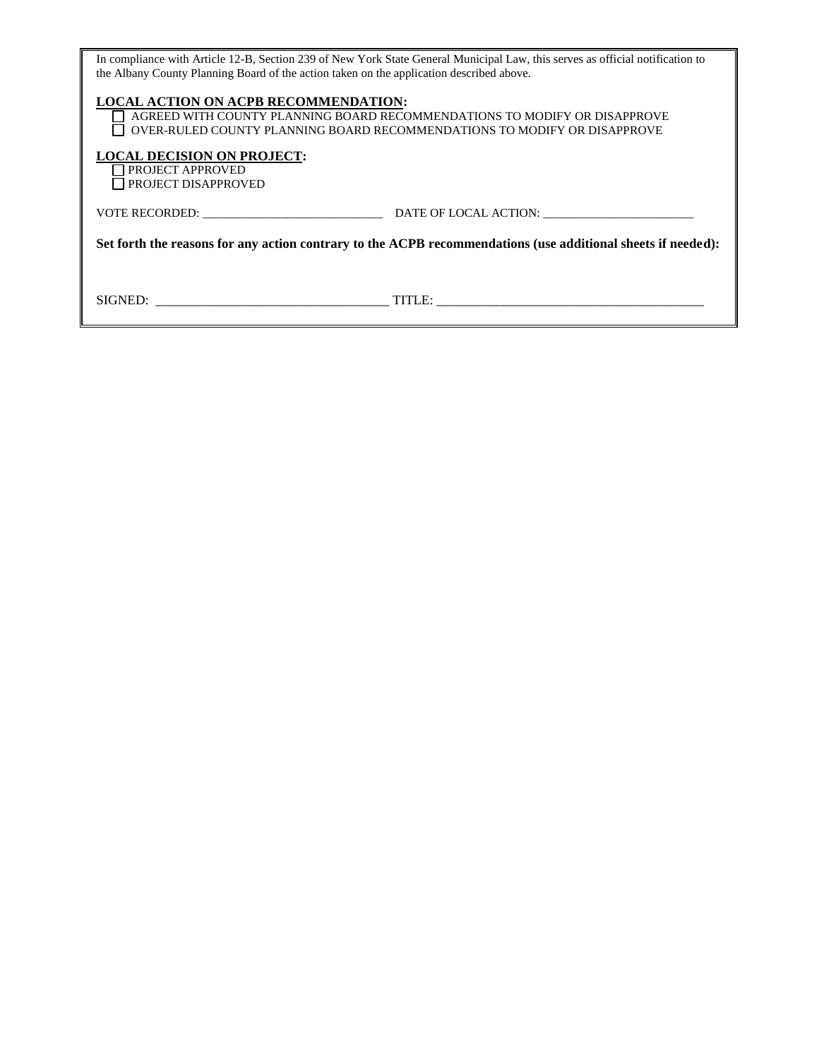In compliance with Article 12-B, Section 239 of New York State General Municipal Law, this serves as official notification to the Albany County Planning Board of the action taken on the application described above.

**LOCAL ACTION ON ACPB RECOMMENDATION:**

☐ AGREED WITH COUNTY PLANNING BOARD RECOMMENDATIONS TO MODIFY OR DISAPPROVE
☐ OVER-RULED COUNTY PLANNING BOARD RECOMMENDATIONS TO MODIFY OR DISAPPROVE

**LOCAL DECISION ON PROJECT:**

☐ PROJECT APPROVED
☐ PROJECT DISAPPROVED

VOTE RECORDED: ______________________________ DATE OF LOCAL ACTION: _________________________

**Set forth the reasons for any action contrary to the ACPB recommendations (use additional sheets if needed):**

SIGNED: ___________________________________ TITLE: _________________________________________